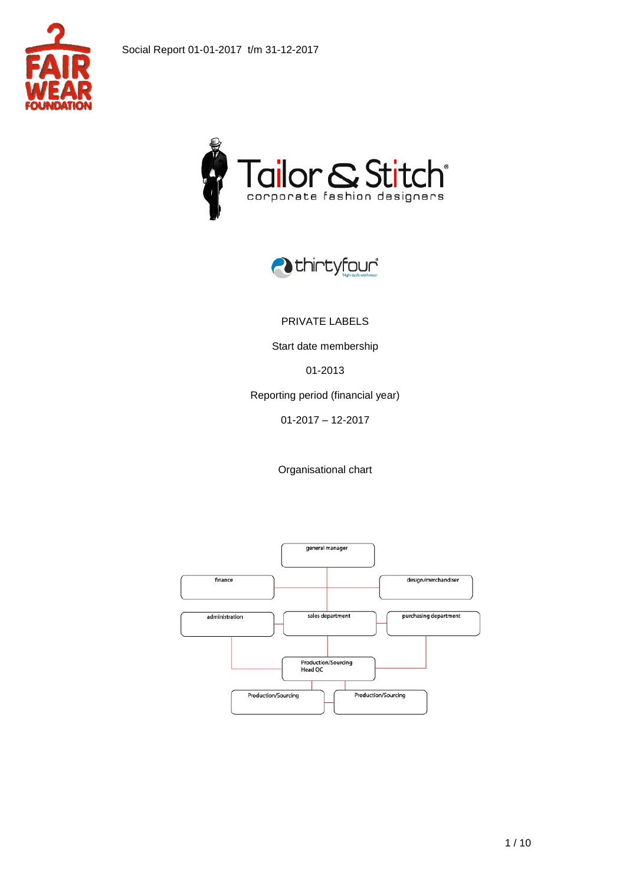Social Report 01-01-2017 t/m 31-12-2017

Tailor & Stitch
corporate fashion designers

thirtyfour

PRIVATE LABELS

Start date membership

01-2013

Reporting period (financial year)

01-2017 – 12-2017

Organisational chart

general manager

finance

design/merchandiser

administration

sales department

purchasing department

Production/Sourcing
Head QC

Production/Sourcing

Production/Sourcing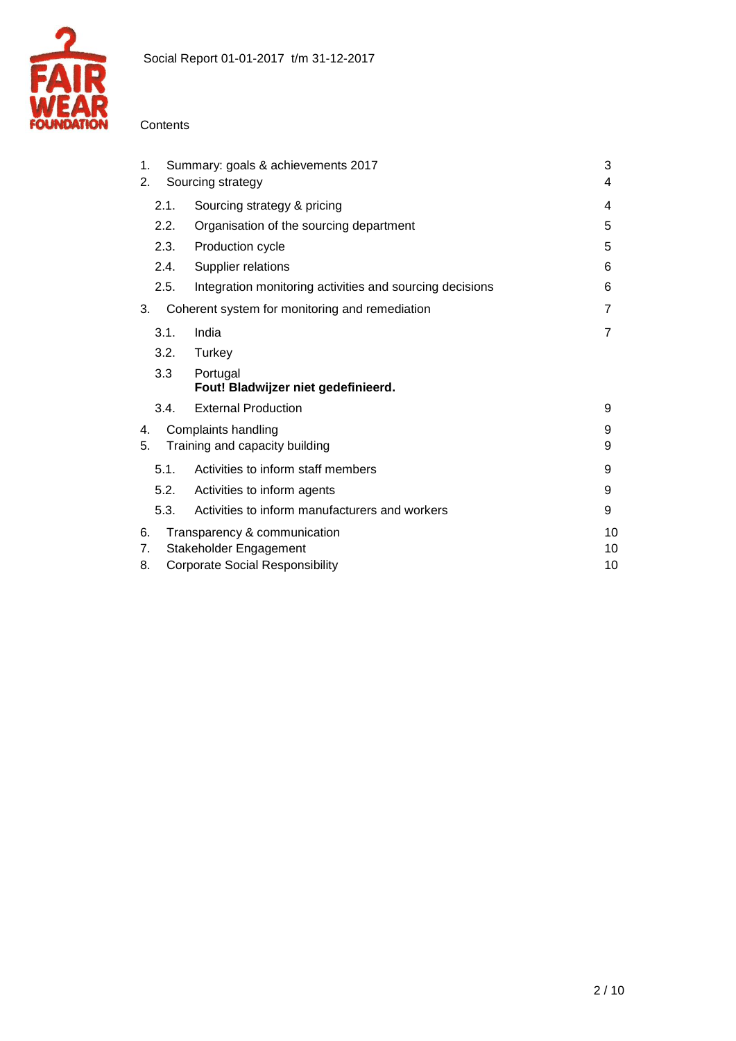Social Report 01-01-2017 t/m 31-12-2017

Contents

| | | | |
|---|---|---|---|
| 1. | Summary: goals & achievements 2017 | | 3 |
| 2. | Sourcing strategy | | 4 |
| | 2.1. | Sourcing strategy & pricing | 4 |
| | 2.2. | Organisation of the sourcing department | 5 |
| | 2.3. | Production cycle | 5 |
| | 2.4. | Supplier relations | 6 |
| | 2.5. | Integration monitoring activities and sourcing decisions | 6 |
| 3. | Coherent system for monitoring and remediation | | 7 |
| | 3.1. | India | 7 |
| | 3.2. | Turkey | |
| | 3.3 | Portugal **Fout! Bladwijzer niet gedefinieerd.** | |
| | 3.4. | External Production | 9 |
| 4. | Complaints handling | | 9 |
| 5. | Training and capacity building | | 9 |
| | 5.1. | Activities to inform staff members | 9 |
| | 5.2. | Activities to inform agents | 9 |
| | 5.3. | Activities to inform manufacturers and workers | 9 |
| 6. | Transparency & communication | | 10 |
| 7. | Stakeholder Engagement | | 10 |
| 8. | Corporate Social Responsibility | | 10 |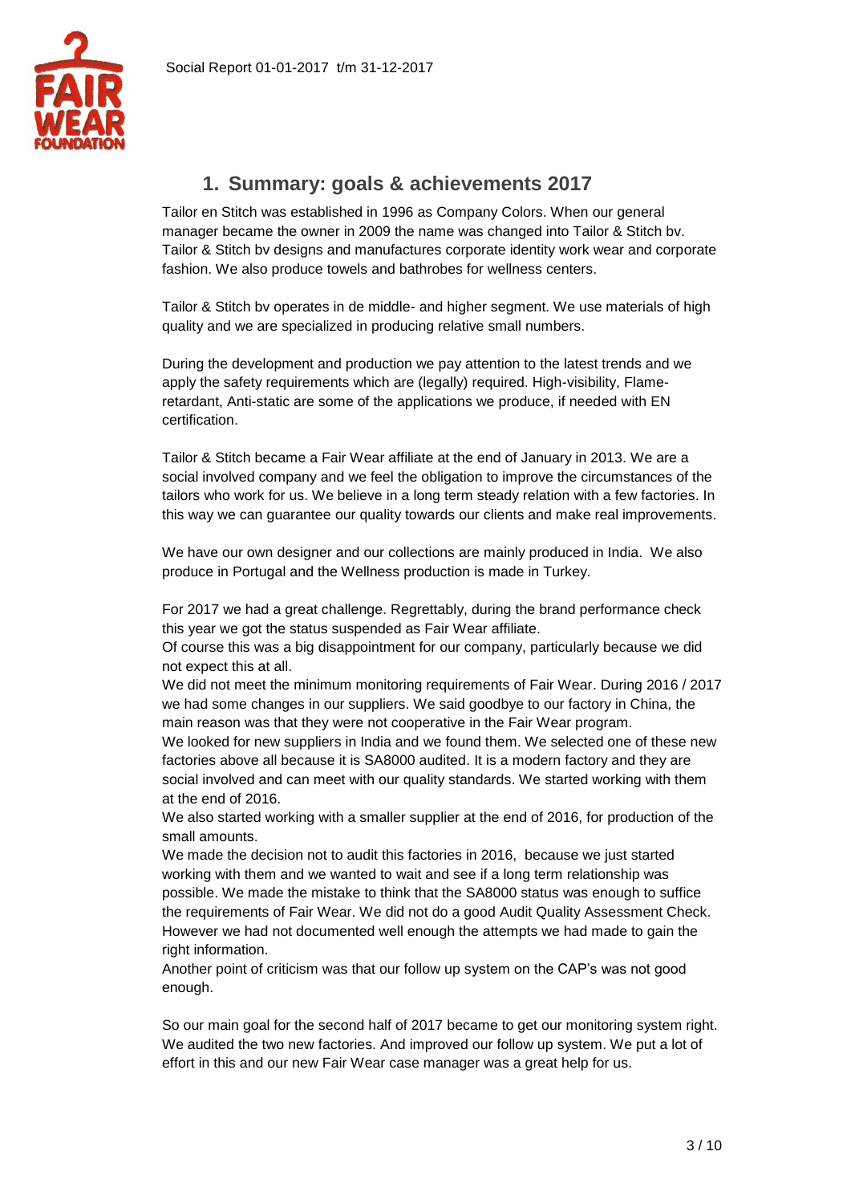## 1. Summary: goals & achievements 2017

Tailor en Stitch was established in 1996 as Company Colors. When our general manager became the owner in 2009 the name was changed into Tailor & Stitch bv. Tailor & Stitch bv designs and manufactures corporate identity work wear and corporate fashion. We also produce towels and bathrobes for wellness centers.

Tailor & Stitch bv operates in de middle- and higher segment. We use materials of high quality and we are specialized in producing relative small numbers.

During the development and production we pay attention to the latest trends and we apply the safety requirements which are (legally) required. High-visibility, Flame-retardant, Anti-static are some of the applications we produce, if needed with EN certification.

Tailor & Stitch became a Fair Wear affiliate at the end of January in 2013. We are a social involved company and we feel the obligation to improve the circumstances of the tailors who work for us. We believe in a long term steady relation with a few factories. In this way we can guarantee our quality towards our clients and make real improvements.

We have our own designer and our collections are mainly produced in India. We also produce in Portugal and the Wellness production is made in Turkey.

For 2017 we had a great challenge. Regrettably, during the brand performance check this year we got the status suspended as Fair Wear affiliate.
Of course this was a big disappointment for our company, particularly because we did not expect this at all.
We did not meet the minimum monitoring requirements of Fair Wear. During 2016 / 2017 we had some changes in our suppliers. We said goodbye to our factory in China, the main reason was that they were not cooperative in the Fair Wear program.
We looked for new suppliers in India and we found them. We selected one of these new factories above all because it is SA8000 audited. It is a modern factory and they are social involved and can meet with our quality standards. We started working with them at the end of 2016.
We also started working with a smaller supplier at the end of 2016, for production of the small amounts.
We made the decision not to audit this factories in 2016, because we just started working with them and we wanted to wait and see if a long term relationship was possible. We made the mistake to think that the SA8000 status was enough to suffice the requirements of Fair Wear. We did not do a good Audit Quality Assessment Check. However we had not documented well enough the attempts we had made to gain the right information.
Another point of criticism was that our follow up system on the CAP's was not good enough.

So our main goal for the second half of 2017 became to get our monitoring system right. We audited the two new factories. And improved our follow up system. We put a lot of effort in this and our new Fair Wear case manager was a great help for us.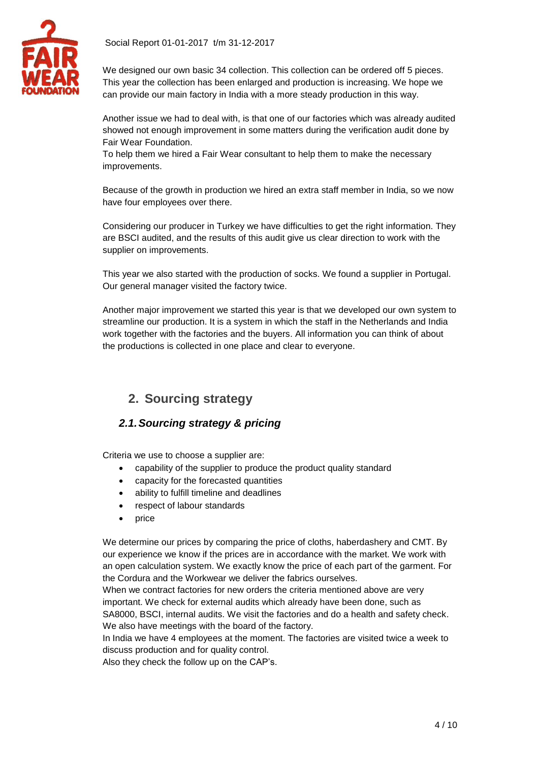We designed our own basic 34 collection. This collection can be ordered off 5 pieces. This year the collection has been enlarged and production is increasing. We hope we can provide our main factory in India with a more steady production in this way.

Another issue we had to deal with, is that one of our factories which was already audited showed not enough improvement in some matters during the verification audit done by Fair Wear Foundation.
To help them we hired a Fair Wear consultant to help them to make the necessary improvements.

Because of the growth in production we hired an extra staff member in India, so we now have four employees over there.

Considering our producer in Turkey we have difficulties to get the right information. They are BSCI audited, and the results of this audit give us clear direction to work with the supplier on improvements.

This year we also started with the production of socks. We found a supplier in Portugal. Our general manager visited the factory twice.

Another major improvement we started this year is that we developed our own system to streamline our production. It is a system in which the staff in the Netherlands and India work together with the factories and the buyers. All information you can think of about the productions is collected in one place and clear to everyone.

## 2. Sourcing strategy

### *2.1. Sourcing strategy & pricing*

Criteria we use to choose a supplier are:

- capability of the supplier to produce the product quality standard
- capacity for the forecasted quantities
- ability to fulfill timeline and deadlines
- respect of labour standards
- price

We determine our prices by comparing the price of cloths, haberdashery and CMT. By our experience we know if the prices are in accordance with the market. We work with an open calculation system. We exactly know the price of each part of the garment. For the Cordura and the Workwear we deliver the fabrics ourselves.
When we contract factories for new orders the criteria mentioned above are very important. We check for external audits which already have been done, such as SA8000, BSCI, internal audits. We visit the factories and do a health and safety check. We also have meetings with the board of the factory.
In India we have 4 employees at the moment. The factories are visited twice a week to discuss production and for quality control.
Also they check the follow up on the CAP's.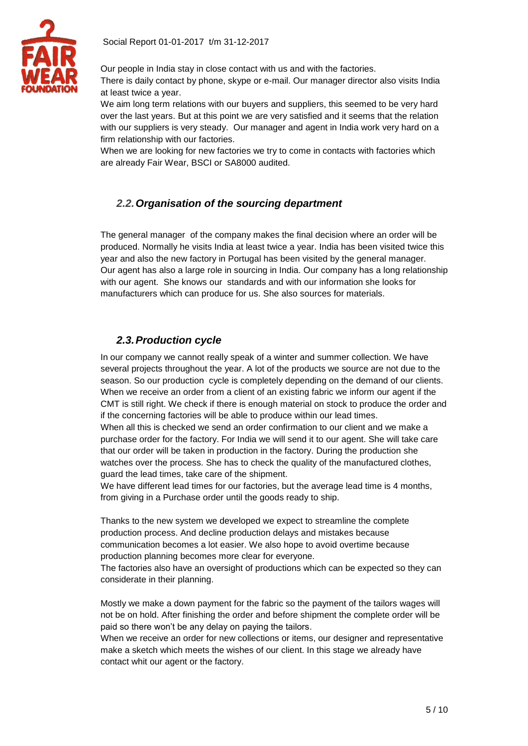Our people in India stay in close contact with us and with the factories.
There is daily contact by phone, skype or e-mail. Our manager director also visits India at least twice a year.
We aim long term relations with our buyers and suppliers, this seemed to be very hard over the last years. But at this point we are very satisfied and it seems that the relation with our suppliers is very steady. Our manager and agent in India work very hard on a firm relationship with our factories.
When we are looking for new factories we try to come in contacts with factories which are already Fair Wear, BSCI or SA8000 audited.

## *2.2. Organisation of the sourcing department*

The general manager of the company makes the final decision where an order will be produced. Normally he visits India at least twice a year. India has been visited twice this year and also the new factory in Portugal has been visited by the general manager.
Our agent has also a large role in sourcing in India. Our company has a long relationship with our agent. She knows our standards and with our information she looks for manufacturers which can produce for us. She also sources for materials.

## *2.3. Production cycle*

In our company we cannot really speak of a winter and summer collection. We have several projects throughout the year. A lot of the products we source are not due to the season. So our production cycle is completely depending on the demand of our clients.
When we receive an order from a client of an existing fabric we inform our agent if the CMT is still right. We check if there is enough material on stock to produce the order and if the concerning factories will be able to produce within our lead times.
When all this is checked we send an order confirmation to our client and we make a purchase order for the factory. For India we will send it to our agent. She will take care that our order will be taken in production in the factory. During the production she watches over the process. She has to check the quality of the manufactured clothes, guard the lead times, take care of the shipment.
We have different lead times for our factories, but the average lead time is 4 months, from giving in a Purchase order until the goods ready to ship.

Thanks to the new system we developed we expect to streamline the complete production process. And decline production delays and mistakes because communication becomes a lot easier. We also hope to avoid overtime because production planning becomes more clear for everyone.
The factories also have an oversight of productions which can be expected so they can considerate in their planning.

Mostly we make a down payment for the fabric so the payment of the tailors wages will not be on hold. After finishing the order and before shipment the complete order will be paid so there won't be any delay on paying the tailors.
When we receive an order for new collections or items, our designer and representative make a sketch which meets the wishes of our client. In this stage we already have contact whit our agent or the factory.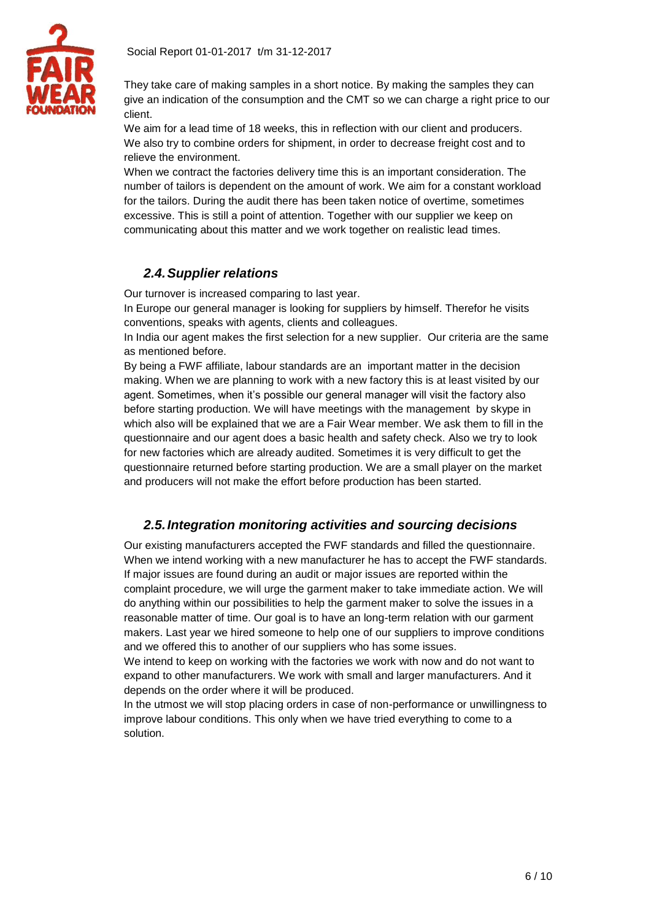They take care of making samples in a short notice. By making the samples they can give an indication of the consumption and the CMT so we can charge a right price to our client.

We aim for a lead time of 18 weeks, this in reflection with our client and producers. We also try to combine orders for shipment, in order to decrease freight cost and to relieve the environment.

When we contract the factories delivery time this is an important consideration. The number of tailors is dependent on the amount of work. We aim for a constant workload for the tailors. During the audit there has been taken notice of overtime, sometimes excessive. This is still a point of attention. Together with our supplier we keep on communicating about this matter and we work together on realistic lead times.

## *2.4. Supplier relations*

Our turnover is increased comparing to last year.

In Europe our general manager is looking for suppliers by himself. Therefor he visits conventions, speaks with agents, clients and colleagues.

In India our agent makes the first selection for a new supplier. Our criteria are the same as mentioned before.

By being a FWF affiliate, labour standards are an important matter in the decision making. When we are planning to work with a new factory this is at least visited by our agent. Sometimes, when it's possible our general manager will visit the factory also before starting production. We will have meetings with the management by skype in which also will be explained that we are a Fair Wear member. We ask them to fill in the questionnaire and our agent does a basic health and safety check. Also we try to look for new factories which are already audited. Sometimes it is very difficult to get the questionnaire returned before starting production. We are a small player on the market and producers will not make the effort before production has been started.

## *2.5. Integration monitoring activities and sourcing decisions*

Our existing manufacturers accepted the FWF standards and filled the questionnaire. When we intend working with a new manufacturer he has to accept the FWF standards. If major issues are found during an audit or major issues are reported within the complaint procedure, we will urge the garment maker to take immediate action. We will do anything within our possibilities to help the garment maker to solve the issues in a reasonable matter of time. Our goal is to have an long-term relation with our garment makers. Last year we hired someone to help one of our suppliers to improve conditions and we offered this to another of our suppliers who has some issues.

We intend to keep on working with the factories we work with now and do not want to expand to other manufacturers. We work with small and larger manufacturers. And it depends on the order where it will be produced.

In the utmost we will stop placing orders in case of non-performance or unwillingness to improve labour conditions. This only when we have tried everything to come to a solution.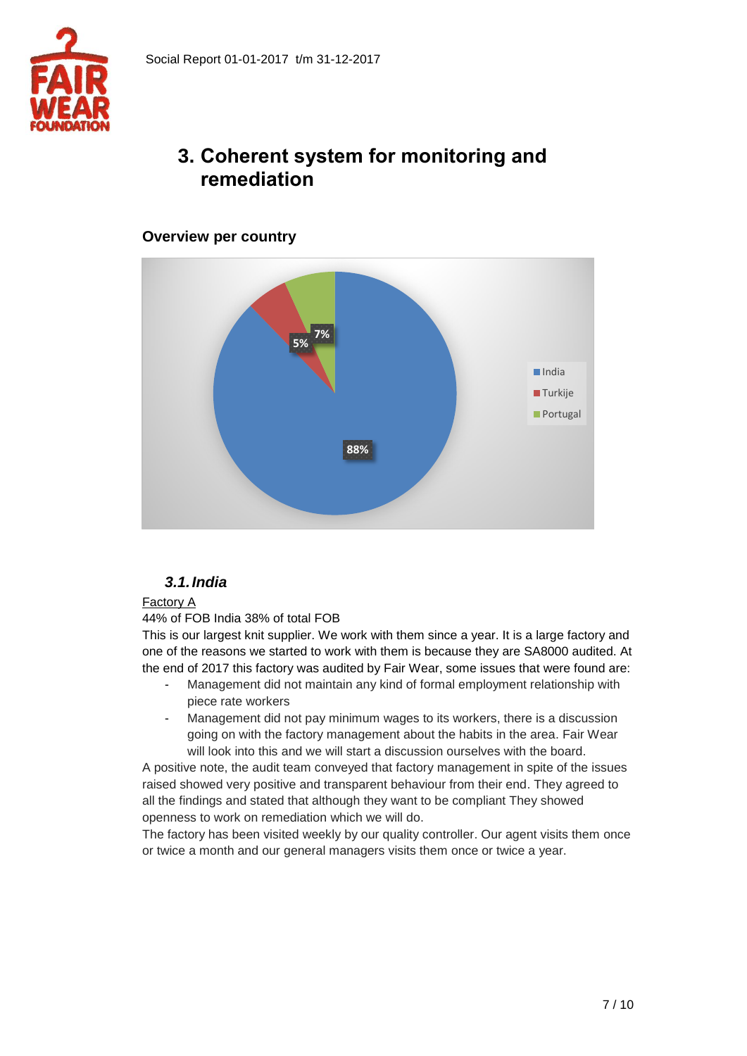# 3. Coherent system for monitoring and remediation

**Overview per country**

7%
5%
88%

India
Turkije
Portugal

### *3.1. India*

Factory A

44% of FOB India 38% of total FOB

This is our largest knit supplier. We work with them since a year. It is a large factory and one of the reasons we started to work with them is because they are SA8000 audited. At the end of 2017 this factory was audited by Fair Wear, some issues that were found are:

- Management did not maintain any kind of formal employment relationship with piece rate workers
- Management did not pay minimum wages to its workers, there is a discussion going on with the factory management about the habits in the area. Fair Wear will look into this and we will start a discussion ourselves with the board.

A positive note, the audit team conveyed that factory management in spite of the issues raised showed very positive and transparent behaviour from their end. They agreed to all the findings and stated that although they want to be compliant They showed openness to work on remediation which we will do.

The factory has been visited weekly by our quality controller. Our agent visits them once or twice a month and our general managers visits them once or twice a year.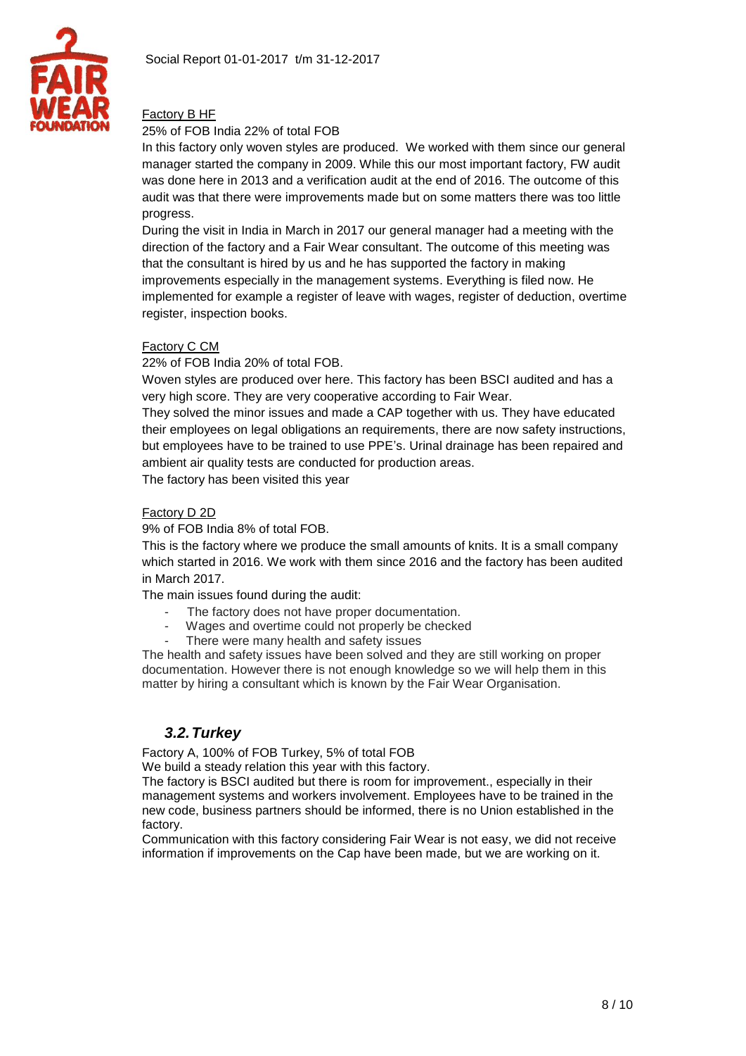Factory B HF

25% of FOB India 22% of total FOB

In this factory only woven styles are produced. We worked with them since our general manager started the company in 2009. While this our most important factory, FW audit was done here in 2013 and a verification audit at the end of 2016. The outcome of this audit was that there were improvements made but on some matters there was too little progress.

During the visit in India in March in 2017 our general manager had a meeting with the direction of the factory and a Fair Wear consultant. The outcome of this meeting was that the consultant is hired by us and he has supported the factory in making improvements especially in the management systems. Everything is filed now. He implemented for example a register of leave with wages, register of deduction, overtime register, inspection books.

Factory C CM

22% of FOB India 20% of total FOB.

Woven styles are produced over here. This factory has been BSCI audited and has a very high score. They are very cooperative according to Fair Wear.

They solved the minor issues and made a CAP together with us. They have educated their employees on legal obligations an requirements, there are now safety instructions, but employees have to be trained to use PPE's. Urinal drainage has been repaired and ambient air quality tests are conducted for production areas.

The factory has been visited this year

Factory D 2D

9% of FOB India 8% of total FOB.

This is the factory where we produce the small amounts of knits. It is a small company which started in 2016. We work with them since 2016 and the factory has been audited in March 2017.

The main issues found during the audit:

- The factory does not have proper documentation.
- Wages and overtime could not properly be checked
- There were many health and safety issues

The health and safety issues have been solved and they are still working on proper documentation. However there is not enough knowledge so we will help them in this matter by hiring a consultant which is known by the Fair Wear Organisation.

### *3.2. Turkey*

Factory A, 100% of FOB Turkey, 5% of total FOB

We build a steady relation this year with this factory.

The factory is BSCI audited but there is room for improvement., especially in their management systems and workers involvement. Employees have to be trained in the new code, business partners should be informed, there is no Union established in the factory.

Communication with this factory considering Fair Wear is not easy, we did not receive information if improvements on the Cap have been made, but we are working on it.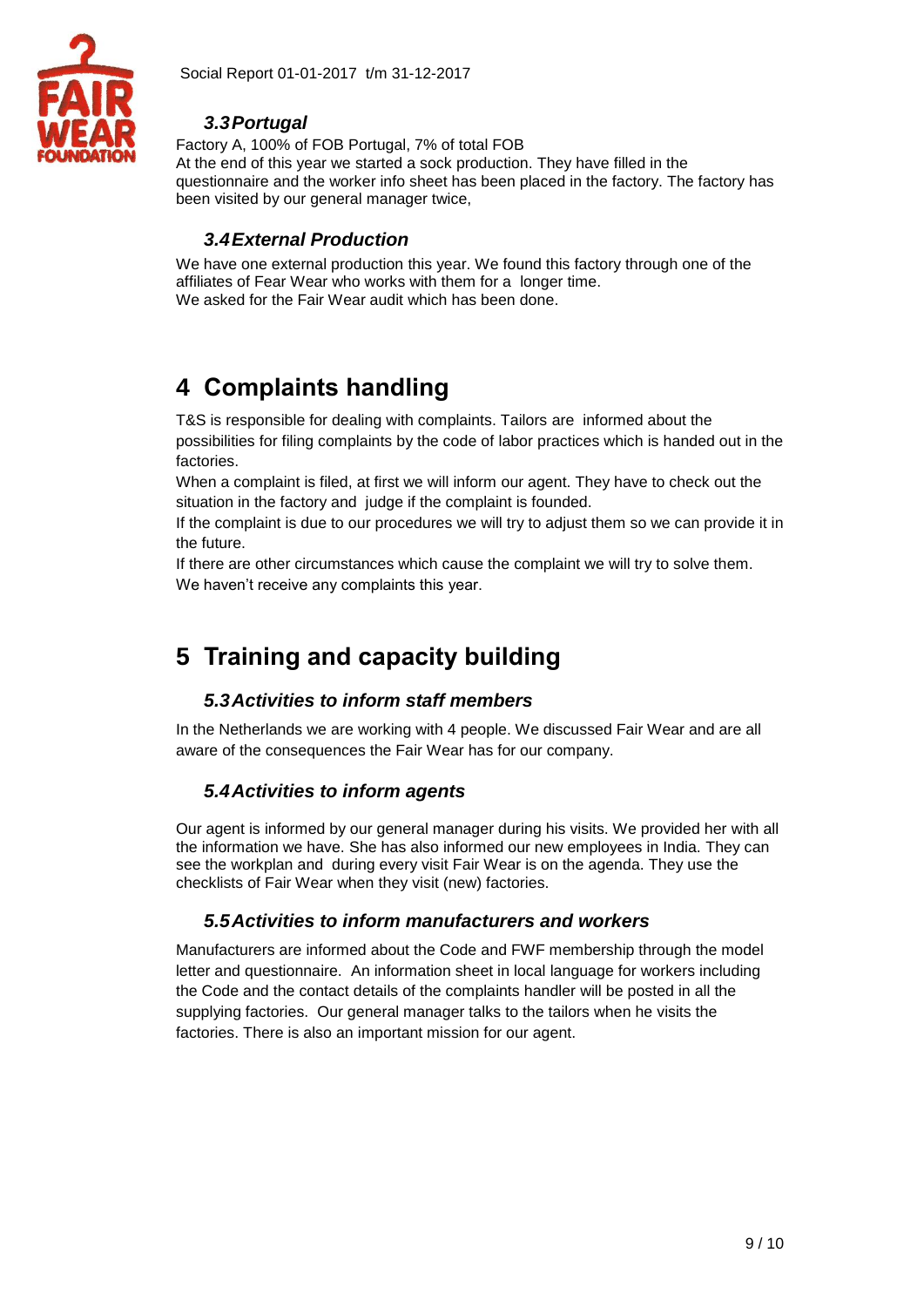### 3.3 Portugal

Factory A, 100% of FOB Portugal, 7% of total FOB
At the end of this year we started a sock production. They have filled in the questionnaire and the worker info sheet has been placed in the factory. The factory has been visited by our general manager twice,

### 3.4 External Production

We have one external production this year. We found this factory through one of the affiliates of Fear Wear who works with them for a longer time.
We asked for the Fair Wear audit which has been done.

# 4 Complaints handling

T&S is responsible for dealing with complaints. Tailors are informed about the possibilities for filing complaints by the code of labor practices which is handed out in the factories.

When a complaint is filed, at first we will inform our agent. They have to check out the situation in the factory and judge if the complaint is founded.

If the complaint is due to our procedures we will try to adjust them so we can provide it in the future.

If there are other circumstances which cause the complaint we will try to solve them.
We haven't receive any complaints this year.

# 5 Training and capacity building

### 5.3 Activities to inform staff members

In the Netherlands we are working with 4 people. We discussed Fair Wear and are all aware of the consequences the Fair Wear has for our company.

### 5.4 Activities to inform agents

Our agent is informed by our general manager during his visits. We provided her with all the information we have. She has also informed our new employees in India. They can see the workplan and during every visit Fair Wear is on the agenda. They use the checklists of Fair Wear when they visit (new) factories.

### 5.5 Activities to inform manufacturers and workers

Manufacturers are informed about the Code and FWF membership through the model letter and questionnaire. An information sheet in local language for workers including the Code and the contact details of the complaints handler will be posted in all the supplying factories. Our general manager talks to the tailors when he visits the factories. There is also an important mission for our agent.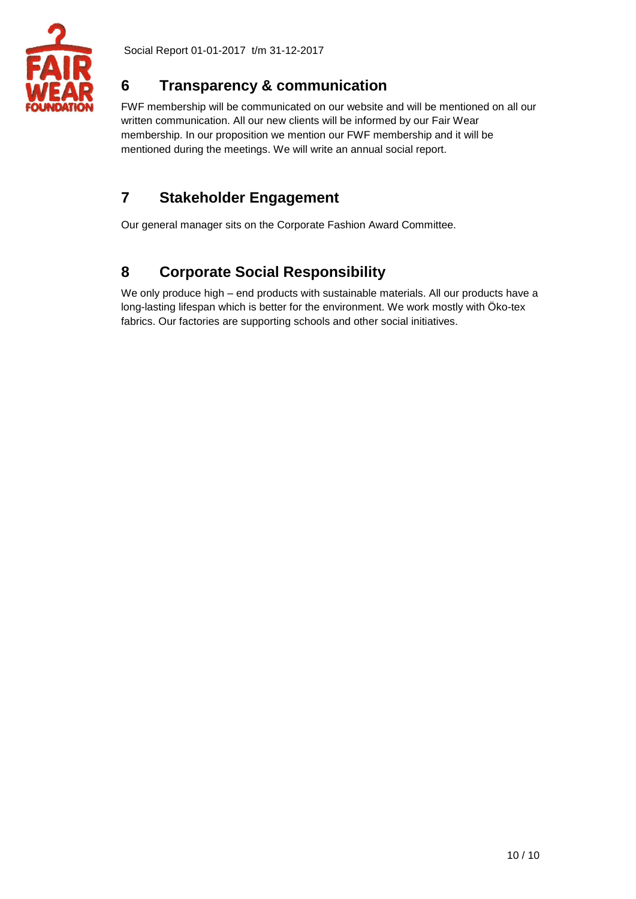## 6 Transparency & communication

FWF membership will be communicated on our website and will be mentioned on all our written communication. All our new clients will be informed by our Fair Wear membership. In our proposition we mention our FWF membership and it will be mentioned during the meetings. We will write an annual social report.

## 7 Stakeholder Engagement

Our general manager sits on the Corporate Fashion Award Committee.

## 8 Corporate Social Responsibility

We only produce high – end products with sustainable materials. All our products have a long-lasting lifespan which is better for the environment. We work mostly with Öko-tex fabrics. Our factories are supporting schools and other social initiatives.